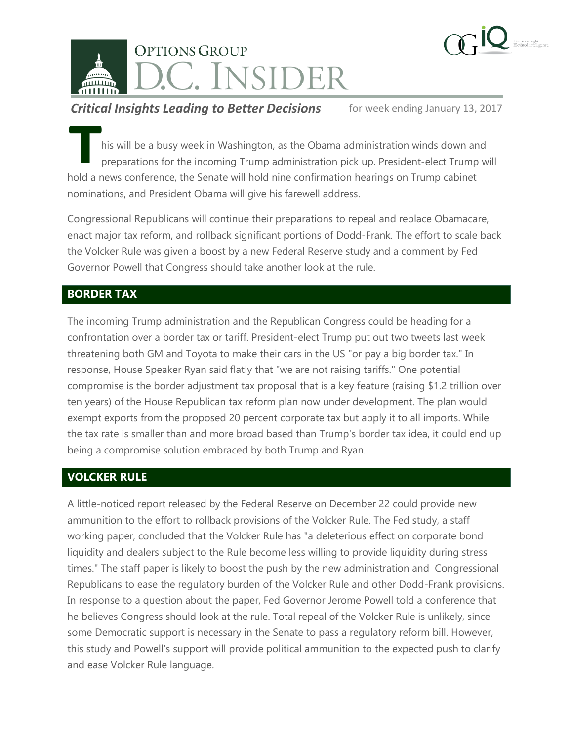# OPTIONS GROUP D.C. INSIDER

***Critical Insights Leading to Better Decisions*** for week ending January 13, 2017

This will be a busy week in Washington, as the Obama administration winds down and preparations for the incoming Trump administration pick up. President-elect Trump will hold a news conference, the Senate will hold nine confirmation hearings on Trump cabinet nominations, and President Obama will give his farewell address.

Congressional Republicans will continue their preparations to repeal and replace Obamacare, enact major tax reform, and rollback significant portions of Dodd-Frank. The effort to scale back the Volcker Rule was given a boost by a new Federal Reserve study and a comment by Fed Governor Powell that Congress should take another look at the rule.

## BORDER TAX

The incoming Trump administration and the Republican Congress could be heading for a confrontation over a border tax or tariff. President-elect Trump put out two tweets last week threatening both GM and Toyota to make their cars in the US "or pay a big border tax." In response, House Speaker Ryan said flatly that "we are not raising tariffs." One potential compromise is the border adjustment tax proposal that is a key feature (raising $1.2 trillion over ten years) of the House Republican tax reform plan now under development. The plan would exempt exports from the proposed 20 percent corporate tax but apply it to all imports. While the tax rate is smaller than and more broad based than Trump's border tax idea, it could end up being a compromise solution embraced by both Trump and Ryan.

## VOLCKER RULE

A little-noticed report released by the Federal Reserve on December 22 could provide new ammunition to the effort to rollback provisions of the Volcker Rule. The Fed study, a staff working paper, concluded that the Volcker Rule has "a deleterious effect on corporate bond liquidity and dealers subject to the Rule become less willing to provide liquidity during stress times." The staff paper is likely to boost the push by the new administration and Congressional Republicans to ease the regulatory burden of the Volcker Rule and other Dodd-Frank provisions. In response to a question about the paper, Fed Governor Jerome Powell told a conference that he believes Congress should look at the rule. Total repeal of the Volcker Rule is unlikely, since some Democratic support is necessary in the Senate to pass a regulatory reform bill. However, this study and Powell's support will provide political ammunition to the expected push to clarify and ease Volcker Rule language.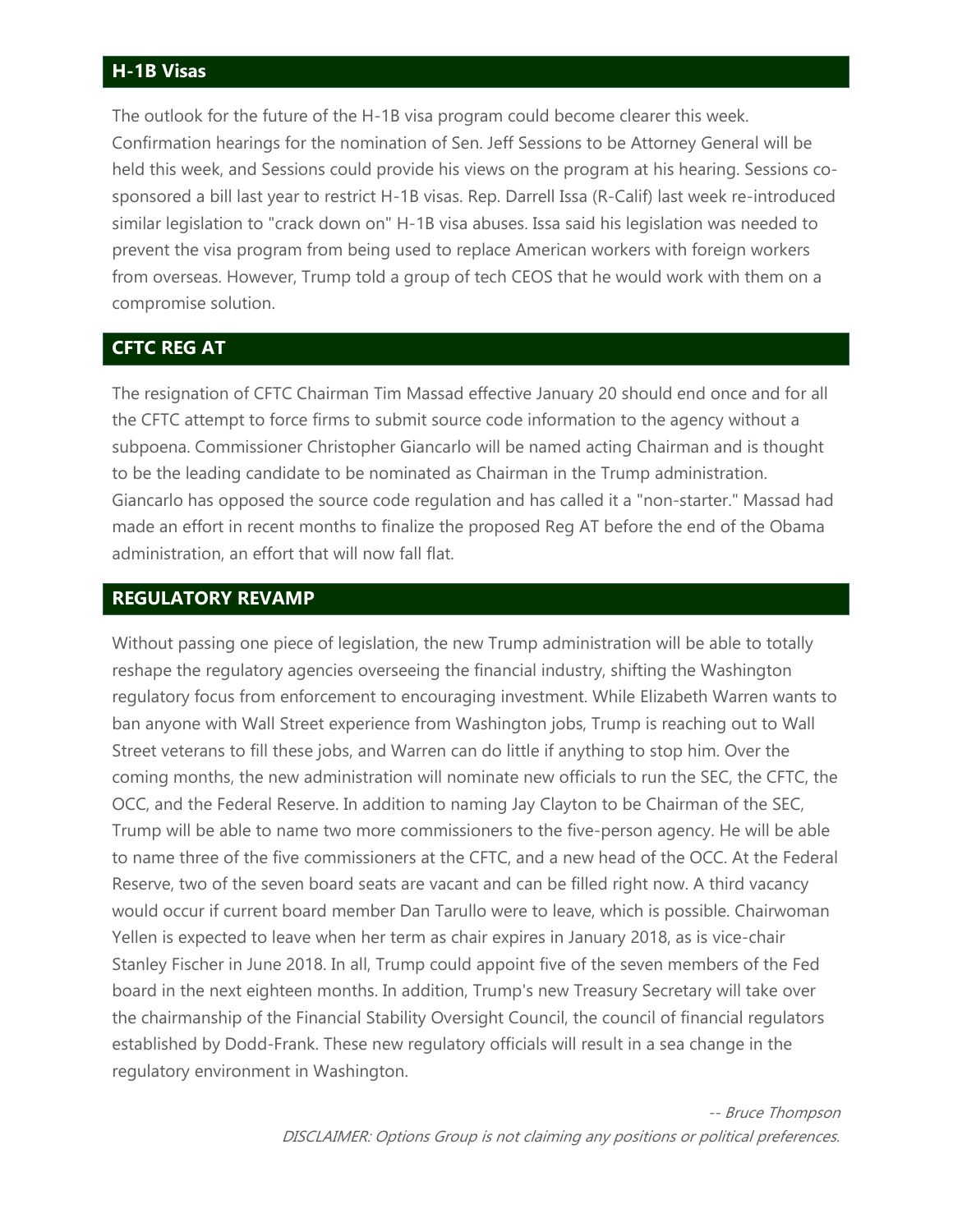## H-1B Visas

The outlook for the future of the H-1B visa program could become clearer this week. Confirmation hearings for the nomination of Sen. Jeff Sessions to be Attorney General will be held this week, and Sessions could provide his views on the program at his hearing. Sessions co-sponsored a bill last year to restrict H-1B visas. Rep. Darrell Issa (R-Calif) last week re-introduced similar legislation to "crack down on" H-1B visa abuses. Issa said his legislation was needed to prevent the visa program from being used to replace American workers with foreign workers from overseas. However, Trump told a group of tech CEOS that he would work with them on a compromise solution.

## CFTC REG AT

The resignation of CFTC Chairman Tim Massad effective January 20 should end once and for all the CFTC attempt to force firms to submit source code information to the agency without a subpoena. Commissioner Christopher Giancarlo will be named acting Chairman and is thought to be the leading candidate to be nominated as Chairman in the Trump administration. Giancarlo has opposed the source code regulation and has called it a "non-starter." Massad had made an effort in recent months to finalize the proposed Reg AT before the end of the Obama administration, an effort that will now fall flat.

## REGULATORY REVAMP

Without passing one piece of legislation, the new Trump administration will be able to totally reshape the regulatory agencies overseeing the financial industry, shifting the Washington regulatory focus from enforcement to encouraging investment. While Elizabeth Warren wants to ban anyone with Wall Street experience from Washington jobs, Trump is reaching out to Wall Street veterans to fill these jobs, and Warren can do little if anything to stop him. Over the coming months, the new administration will nominate new officials to run the SEC, the CFTC, the OCC, and the Federal Reserve. In addition to naming Jay Clayton to be Chairman of the SEC, Trump will be able to name two more commissioners to the five-person agency. He will be able to name three of the five commissioners at the CFTC, and a new head of the OCC. At the Federal Reserve, two of the seven board seats are vacant and can be filled right now. A third vacancy would occur if current board member Dan Tarullo were to leave, which is possible. Chairwoman Yellen is expected to leave when her term as chair expires in January 2018, as is vice-chair Stanley Fischer in June 2018. In all, Trump could appoint five of the seven members of the Fed board in the next eighteen months. In addition, Trump's new Treasury Secretary will take over the chairmanship of the Financial Stability Oversight Council, the council of financial regulators established by Dodd-Frank. These new regulatory officials will result in a sea change in the regulatory environment in Washington.

*-- Bruce Thompson*

*DISCLAIMER: Options Group is not claiming any positions or political preferences.*